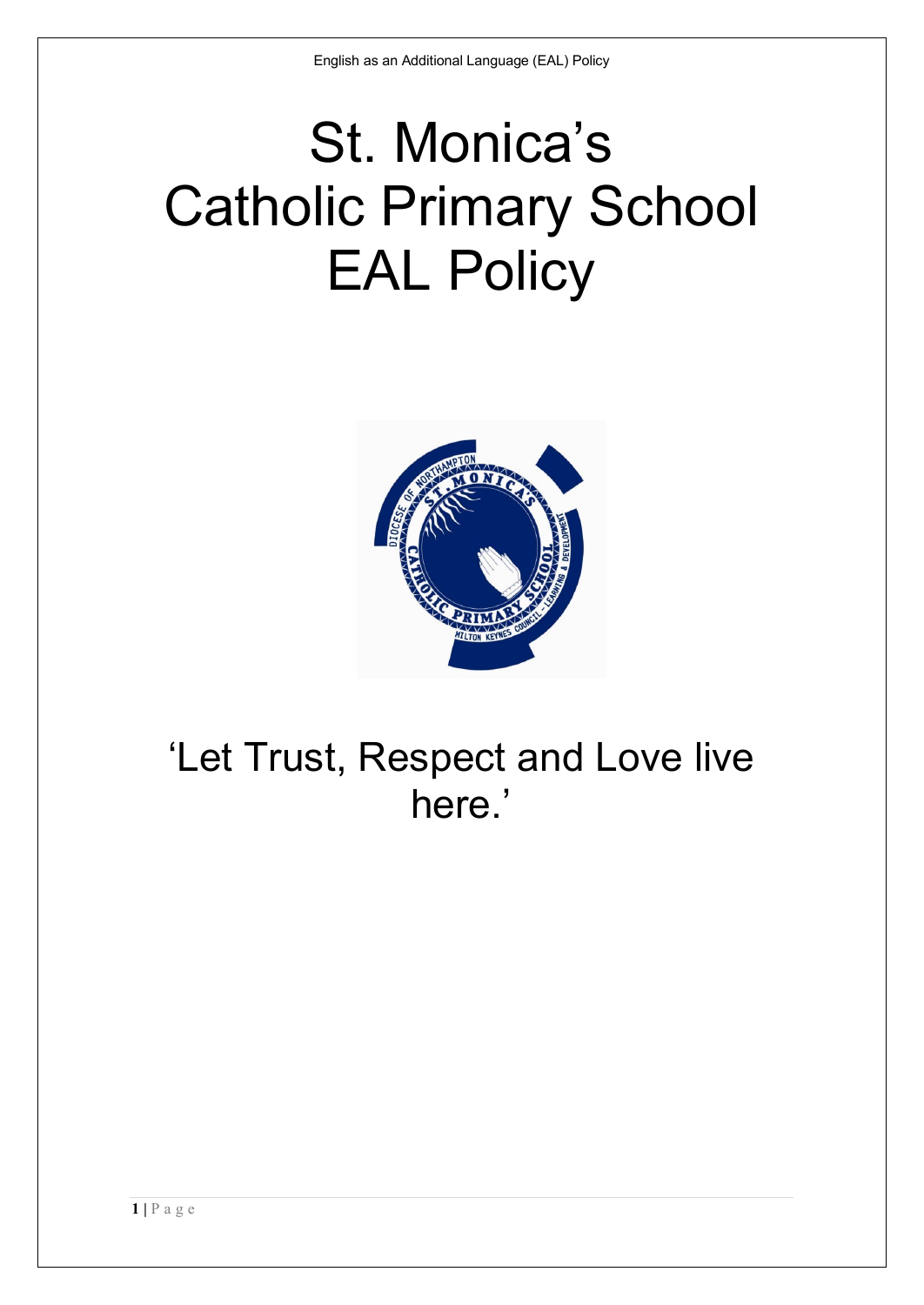# St. Monica's Catholic Primary School EAL Policy

'Let Trust, Respect and Love live here.'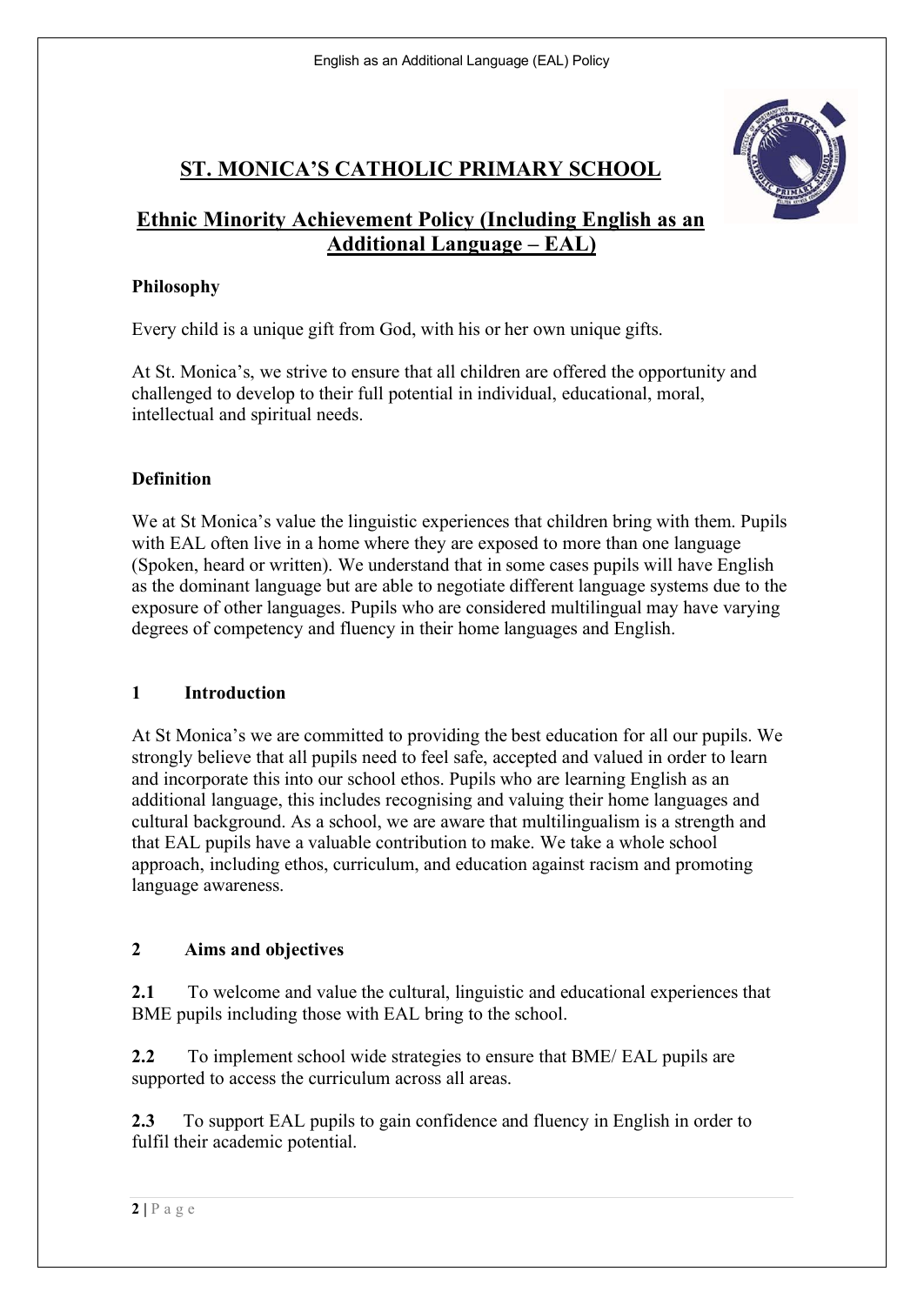# ST. MONICA'S CATHOLIC PRIMARY SCHOOL

## Ethnic Minority Achievement Policy (Including English as an Additional Language – EAL)

### Philosophy

Every child is a unique gift from God, with his or her own unique gifts.

At St. Monica's, we strive to ensure that all children are offered the opportunity and challenged to develop to their full potential in individual, educational, moral, intellectual and spiritual needs.

### Definition

We at St Monica's value the linguistic experiences that children bring with them. Pupils with EAL often live in a home where they are exposed to more than one language (Spoken, heard or written). We understand that in some cases pupils will have English as the dominant language but are able to negotiate different language systems due to the exposure of other languages. Pupils who are considered multilingual may have varying degrees of competency and fluency in their home languages and English.

### 1 Introduction

At St Monica's we are committed to providing the best education for all our pupils. We strongly believe that all pupils need to feel safe, accepted and valued in order to learn and incorporate this into our school ethos. Pupils who are learning English as an additional language, this includes recognising and valuing their home languages and cultural background. As a school, we are aware that multilingualism is a strength and that EAL pupils have a valuable contribution to make. We take a whole school approach, including ethos, curriculum, and education against racism and promoting language awareness.

### 2 Aims and objectives

**2.1** To welcome and value the cultural, linguistic and educational experiences that BME pupils including those with EAL bring to the school.

**2.2** To implement school wide strategies to ensure that BME/ EAL pupils are supported to access the curriculum across all areas.

**2.3** To support EAL pupils to gain confidence and fluency in English in order to fulfil their academic potential.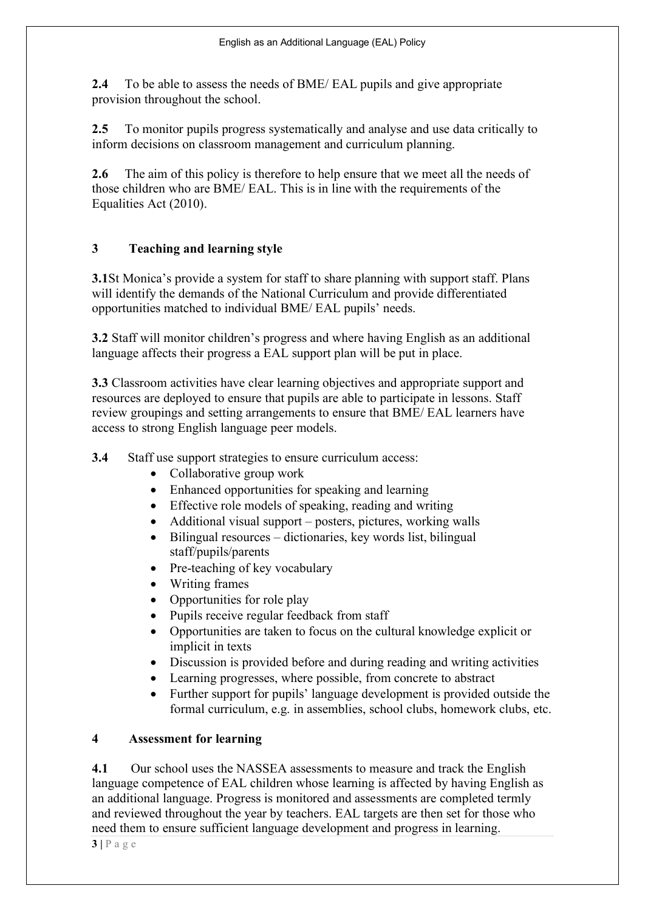**2.4** To be able to assess the needs of BME/ EAL pupils and give appropriate provision throughout the school.

**2.5** To monitor pupils progress systematically and analyse and use data critically to inform decisions on classroom management and curriculum planning.

**2.6** The aim of this policy is therefore to help ensure that we meet all the needs of those children who are BME/ EAL. This is in line with the requirements of the Equalities Act (2010).

## 3 Teaching and learning style

**3.1**St Monica's provide a system for staff to share planning with support staff. Plans will identify the demands of the National Curriculum and provide differentiated opportunities matched to individual BME/ EAL pupils' needs.

**3.2** Staff will monitor children's progress and where having English as an additional language affects their progress a EAL support plan will be put in place.

**3.3** Classroom activities have clear learning objectives and appropriate support and resources are deployed to ensure that pupils are able to participate in lessons. Staff review groupings and setting arrangements to ensure that BME/ EAL learners have access to strong English language peer models.

**3.4** Staff use support strategies to ensure curriculum access:

- Collaborative group work
- Enhanced opportunities for speaking and learning
- Effective role models of speaking, reading and writing
- Additional visual support – posters, pictures, working walls
- Bilingual resources – dictionaries, key words list, bilingual staff/pupils/parents
- Pre-teaching of key vocabulary
- Writing frames
- Opportunities for role play
- Pupils receive regular feedback from staff
- Opportunities are taken to focus on the cultural knowledge explicit or implicit in texts
- Discussion is provided before and during reading and writing activities
- Learning progresses, where possible, from concrete to abstract
- Further support for pupils' language development is provided outside the formal curriculum, e.g. in assemblies, school clubs, homework clubs, etc.

## 4 Assessment for learning

**4.1** Our school uses the NASSEA assessments to measure and track the English language competence of EAL children whose learning is affected by having English as an additional language. Progress is monitored and assessments are completed termly and reviewed throughout the year by teachers. EAL targets are then set for those who need them to ensure sufficient language development and progress in learning.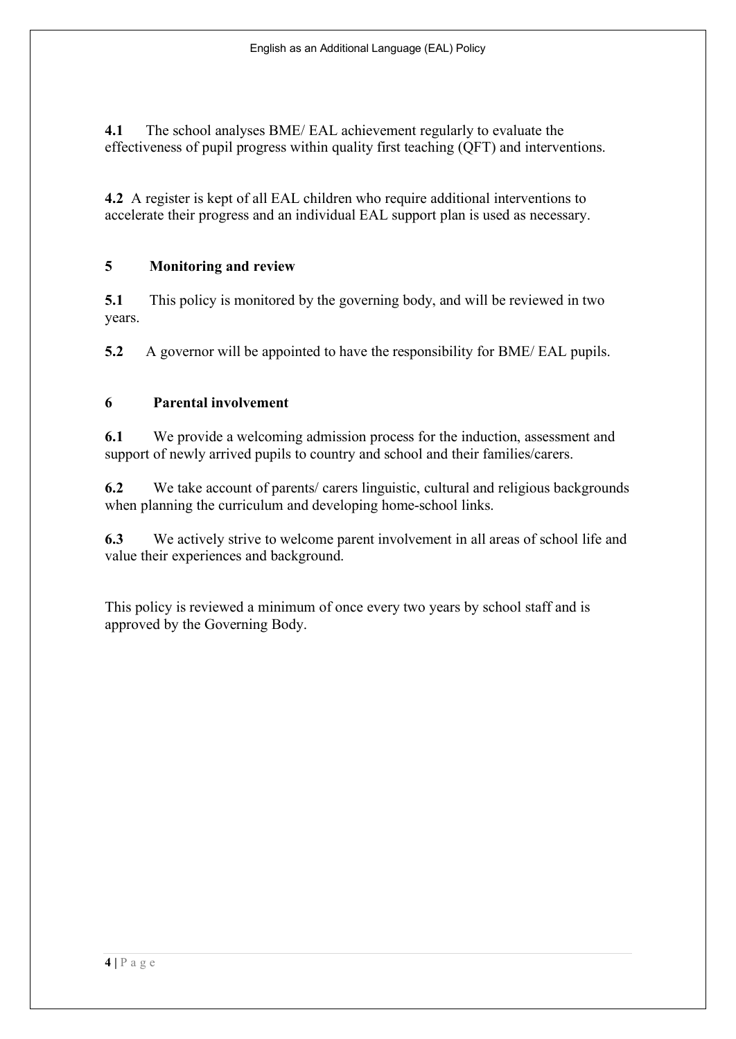**4.1** The school analyses BME/ EAL achievement regularly to evaluate the effectiveness of pupil progress within quality first teaching (QFT) and interventions.

**4.2** A register is kept of all EAL children who require additional interventions to accelerate their progress and an individual EAL support plan is used as necessary.

## 5 Monitoring and review

**5.1** This policy is monitored by the governing body, and will be reviewed in two years.

**5.2** A governor will be appointed to have the responsibility for BME/ EAL pupils.

## 6 Parental involvement

**6.1** We provide a welcoming admission process for the induction, assessment and support of newly arrived pupils to country and school and their families/carers.

**6.2** We take account of parents/ carers linguistic, cultural and religious backgrounds when planning the curriculum and developing home-school links.

**6.3** We actively strive to welcome parent involvement in all areas of school life and value their experiences and background.

This policy is reviewed a minimum of once every two years by school staff and is approved by the Governing Body.